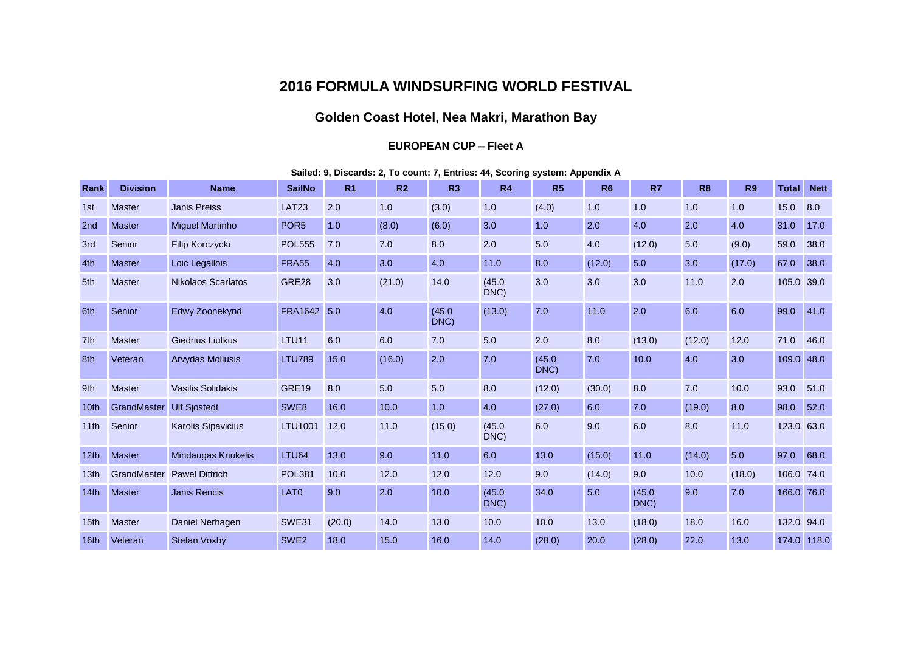# 2016 FORMULA WINDSURFING WORLD FESTIVAL

## Golden Coast Hotel, Nea Makri, Marathon Bay

### EUROPEAN CUP – Fleet A

**Sailed: 9, Discards: 2, To count: 7, Entries: 44, Scoring system: Appendix A**

| Rank | Division | Name | SailNo | R1 | R2 | R3 | R4 | R5 | R6 | R7 | R8 | R9 | Total | Nett |
|---|---|---|---|---|---|---|---|---|---|---|---|---|---|---|
| 1st | Master | Janis Preiss | LAT23 | 2.0 | 1.0 | (3.0) | 1.0 | (4.0) | 1.0 | 1.0 | 1.0 | 1.0 | 15.0 | 8.0 |
| 2nd | Master | Miguel Martinho | POR5 | 1.0 | (8.0) | (6.0) | 3.0 | 1.0 | 2.0 | 4.0 | 2.0 | 4.0 | 31.0 | 17.0 |
| 3rd | Senior | Filip Korczycki | POL555 | 7.0 | 7.0 | 8.0 | 2.0 | 5.0 | 4.0 | (12.0) | 5.0 | (9.0) | 59.0 | 38.0 |
| 4th | Master | Loic Legallois | FRA55 | 4.0 | 3.0 | 4.0 | 11.0 | 8.0 | (12.0) | 5.0 | 3.0 | (17.0) | 67.0 | 38.0 |
| 5th | Master | Nikolaos Scarlatos | GRE28 | 3.0 | (21.0) | 14.0 | (45.0 DNC) | 3.0 | 3.0 | 3.0 | 11.0 | 2.0 | 105.0 | 39.0 |
| 6th | Senior | Edwy Zoonekynd | FRA1642 | 5.0 | 4.0 | (45.0 DNC) | (13.0) | 7.0 | 11.0 | 2.0 | 6.0 | 6.0 | 99.0 | 41.0 |
| 7th | Master | Giedrius Liutkus | LTU11 | 6.0 | 6.0 | 7.0 | 5.0 | 2.0 | 8.0 | (13.0) | (12.0) | 12.0 | 71.0 | 46.0 |
| 8th | Veteran | Arvydas Moliusis | LTU789 | 15.0 | (16.0) | 2.0 | 7.0 | (45.0 DNC) | 7.0 | 10.0 | 4.0 | 3.0 | 109.0 | 48.0 |
| 9th | Master | Vasilis Solidakis | GRE19 | 8.0 | 5.0 | 5.0 | 8.0 | (12.0) | (30.0) | 8.0 | 7.0 | 10.0 | 93.0 | 51.0 |
| 10th | GrandMaster | Ulf Sjostedt | SWE8 | 16.0 | 10.0 | 1.0 | 4.0 | (27.0) | 6.0 | 7.0 | (19.0) | 8.0 | 98.0 | 52.0 |
| 11th | Senior | Karolis Sipavicius | LTU1001 | 12.0 | 11.0 | (15.0) | (45.0 DNC) | 6.0 | 9.0 | 6.0 | 8.0 | 11.0 | 123.0 | 63.0 |
| 12th | Master | Mindaugas Kriukelis | LTU64 | 13.0 | 9.0 | 11.0 | 6.0 | 13.0 | (15.0) | 11.0 | (14.0) | 5.0 | 97.0 | 68.0 |
| 13th | GrandMaster | Pawel Dittrich | POL381 | 10.0 | 12.0 | 12.0 | 12.0 | 9.0 | (14.0) | 9.0 | 10.0 | (18.0) | 106.0 | 74.0 |
| 14th | Master | Janis Rencis | LAT0 | 9.0 | 2.0 | 10.0 | (45.0 DNC) | 34.0 | 5.0 | (45.0 DNC) | 9.0 | 7.0 | 166.0 | 76.0 |
| 15th | Master | Daniel Nerhagen | SWE31 | (20.0) | 14.0 | 13.0 | 10.0 | 10.0 | 13.0 | (18.0) | 18.0 | 16.0 | 132.0 | 94.0 |
| 16th | Veteran | Stefan Voxby | SWE2 | 18.0 | 15.0 | 16.0 | 14.0 | (28.0) | 20.0 | (28.0) | 22.0 | 13.0 | 174.0 | 118.0 |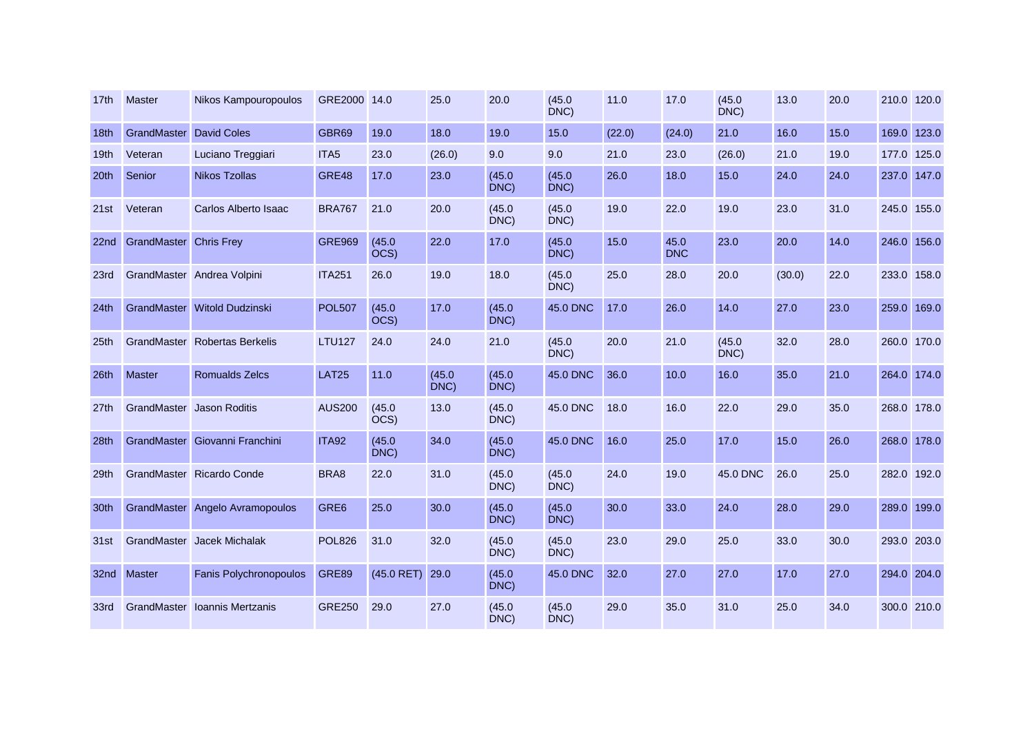| 17th | Master | Nikos Kampouropoulos | GRE2000 | 14.0 | 25.0 | 20.0 | (45.0 DNC) | 11.0 | 17.0 | (45.0 DNC) | 13.0 | 20.0 | 210.0 | 120.0 |
|---|---|---|---|---|---|---|---|---|---|---|---|---|---|---|
| 18th | GrandMaster | David Coles | GBR69 | 19.0 | 18.0 | 19.0 | 15.0 | (22.0) | (24.0) | 21.0 | 16.0 | 15.0 | 169.0 | 123.0 |
| 19th | Veteran | Luciano Treggiari | ITA5 | 23.0 | (26.0) | 9.0 | 9.0 | 21.0 | 23.0 | (26.0) | 21.0 | 19.0 | 177.0 | 125.0 |
| 20th | Senior | Nikos Tzollas | GRE48 | 17.0 | 23.0 | (45.0 DNC) | (45.0 DNC) | 26.0 | 18.0 | 15.0 | 24.0 | 24.0 | 237.0 | 147.0 |
| 21st | Veteran | Carlos Alberto Isaac | BRA767 | 21.0 | 20.0 | (45.0 DNC) | (45.0 DNC) | 19.0 | 22.0 | 19.0 | 23.0 | 31.0 | 245.0 | 155.0 |
| 22nd | GrandMaster | Chris Frey | GRE969 | (45.0 OCS) | 22.0 | 17.0 | (45.0 DNC) | 15.0 | 45.0 DNC | 23.0 | 20.0 | 14.0 | 246.0 | 156.0 |
| 23rd | GrandMaster | Andrea Volpini | ITA251 | 26.0 | 19.0 | 18.0 | (45.0 DNC) | 25.0 | 28.0 | 20.0 | (30.0) | 22.0 | 233.0 | 158.0 |
| 24th | GrandMaster | Witold Dudzinski | POL507 | (45.0 OCS) | 17.0 | (45.0 DNC) | 45.0 DNC | 17.0 | 26.0 | 14.0 | 27.0 | 23.0 | 259.0 | 169.0 |
| 25th | GrandMaster | Robertas Berkelis | LTU127 | 24.0 | 24.0 | 21.0 | (45.0 DNC) | 20.0 | 21.0 | (45.0 DNC) | 32.0 | 28.0 | 260.0 | 170.0 |
| 26th | Master | Romualds Zelcs | LAT25 | 11.0 | (45.0 DNC) | (45.0 DNC) | 45.0 DNC | 36.0 | 10.0 | 16.0 | 35.0 | 21.0 | 264.0 | 174.0 |
| 27th | GrandMaster | Jason Roditis | AUS200 | (45.0 OCS) | 13.0 | (45.0 DNC) | 45.0 DNC | 18.0 | 16.0 | 22.0 | 29.0 | 35.0 | 268.0 | 178.0 |
| 28th | GrandMaster | Giovanni Franchini | ITA92 | (45.0 DNC) | 34.0 | (45.0 DNC) | 45.0 DNC | 16.0 | 25.0 | 17.0 | 15.0 | 26.0 | 268.0 | 178.0 |
| 29th | GrandMaster | Ricardo Conde | BRA8 | 22.0 | 31.0 | (45.0 DNC) | (45.0 DNC) | 24.0 | 19.0 | 45.0 DNC | 26.0 | 25.0 | 282.0 | 192.0 |
| 30th | GrandMaster | Angelo Avramopoulos | GRE6 | 25.0 | 30.0 | (45.0 DNC) | (45.0 DNC) | 30.0 | 33.0 | 24.0 | 28.0 | 29.0 | 289.0 | 199.0 |
| 31st | GrandMaster | Jacek Michalak | POL826 | 31.0 | 32.0 | (45.0 DNC) | (45.0 DNC) | 23.0 | 29.0 | 25.0 | 33.0 | 30.0 | 293.0 | 203.0 |
| 32nd | Master | Fanis Polychronopoulos | GRE89 | (45.0 RET) | 29.0 | (45.0 DNC) | 45.0 DNC | 32.0 | 27.0 | 27.0 | 17.0 | 27.0 | 294.0 | 204.0 |
| 33rd | GrandMaster | Ioannis Mertzanis | GRE250 | 29.0 | 27.0 | (45.0 DNC) | (45.0 DNC) | 29.0 | 35.0 | 31.0 | 25.0 | 34.0 | 300.0 | 210.0 |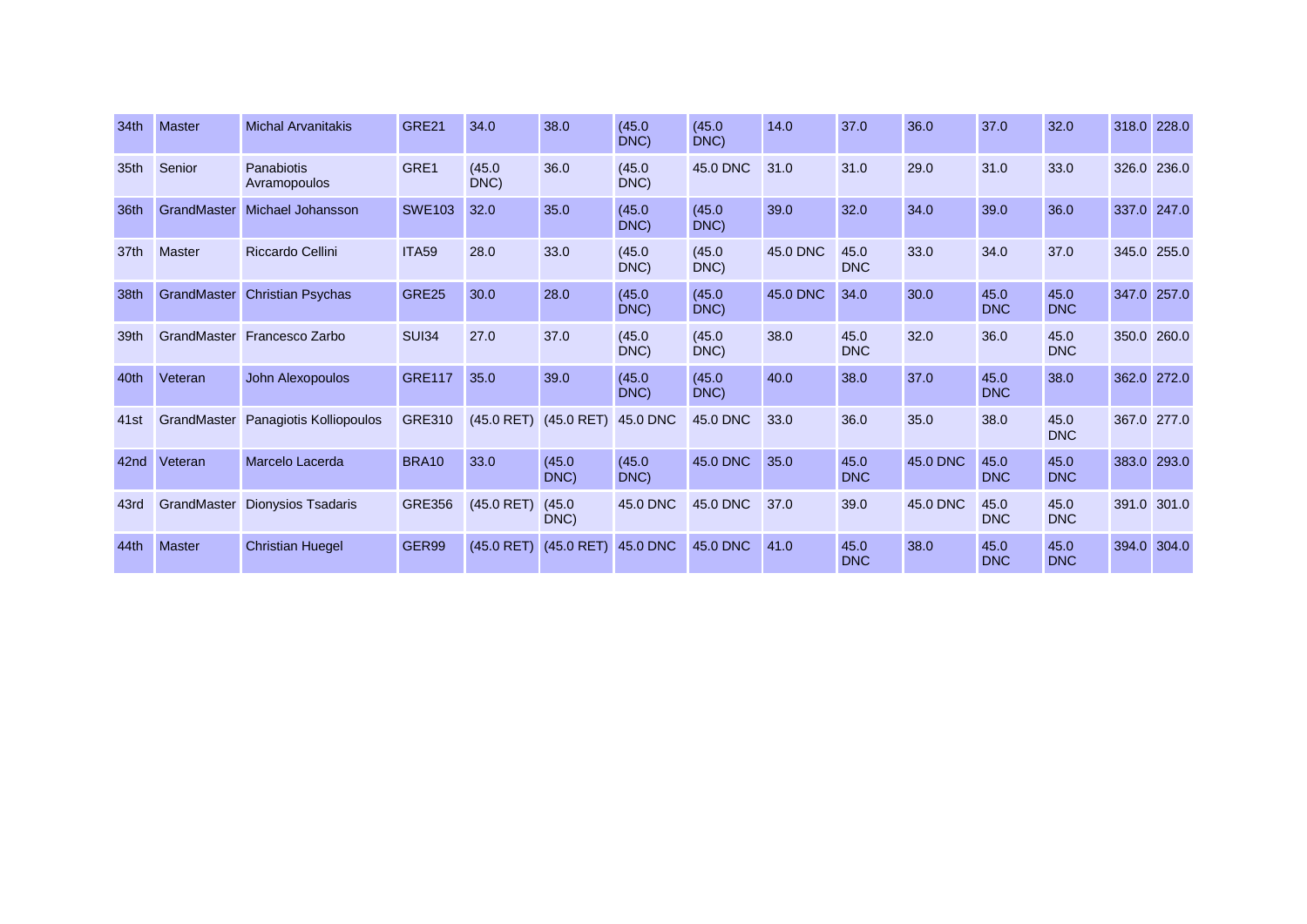| 34th | Master | Michal Arvanitakis | GRE21 | 34.0 | 38.0 | (45.0 DNC) | (45.0 DNC) | 14.0 | 37.0 | 36.0 | 37.0 | 32.0 | 318.0 | 228.0 |
|---|---|---|---|---|---|---|---|---|---|---|---|---|---|---|
| 35th | Senior | Panabiotis Avramopoulos | GRE1 | (45.0 DNC) | 36.0 | (45.0 DNC) | 45.0 DNC | 31.0 | 31.0 | 29.0 | 31.0 | 33.0 | 326.0 | 236.0 |
| 36th | GrandMaster | Michael Johansson | SWE103 | 32.0 | 35.0 | (45.0 DNC) | (45.0 DNC) | 39.0 | 32.0 | 34.0 | 39.0 | 36.0 | 337.0 | 247.0 |
| 37th | Master | Riccardo Cellini | ITA59 | 28.0 | 33.0 | (45.0 DNC) | (45.0 DNC) | 45.0 DNC | 45.0 DNC | 33.0 | 34.0 | 37.0 | 345.0 | 255.0 |
| 38th | GrandMaster | Christian Psychas | GRE25 | 30.0 | 28.0 | (45.0 DNC) | (45.0 DNC) | 45.0 DNC | 34.0 | 30.0 | 45.0 DNC | 45.0 DNC | 347.0 | 257.0 |
| 39th | GrandMaster | Francesco Zarbo | SUI34 | 27.0 | 37.0 | (45.0 DNC) | (45.0 DNC) | 38.0 | 45.0 DNC | 32.0 | 36.0 | 45.0 DNC | 350.0 | 260.0 |
| 40th | Veteran | John Alexopoulos | GRE117 | 35.0 | 39.0 | (45.0 DNC) | (45.0 DNC) | 40.0 | 38.0 | 37.0 | 45.0 DNC | 38.0 | 362.0 | 272.0 |
| 41st | GrandMaster | Panagiotis Kolliopoulos | GRE310 | (45.0 RET) | (45.0 RET) | 45.0 DNC | 45.0 DNC | 33.0 | 36.0 | 35.0 | 38.0 | 45.0 DNC | 367.0 | 277.0 |
| 42nd | Veteran | Marcelo Lacerda | BRA10 | 33.0 | (45.0 DNC) | (45.0 DNC) | 45.0 DNC | 35.0 | 45.0 DNC | 45.0 DNC | 45.0 DNC | 45.0 DNC | 383.0 | 293.0 |
| 43rd | GrandMaster | Dionysios Tsadaris | GRE356 | (45.0 RET) | (45.0 DNC) | 45.0 DNC | 45.0 DNC | 37.0 | 39.0 | 45.0 DNC | 45.0 DNC | 45.0 DNC | 391.0 | 301.0 |
| 44th | Master | Christian Huegel | GER99 | (45.0 RET) | (45.0 RET) | 45.0 DNC | 45.0 DNC | 41.0 | 45.0 DNC | 38.0 | 45.0 DNC | 45.0 DNC | 394.0 | 304.0 |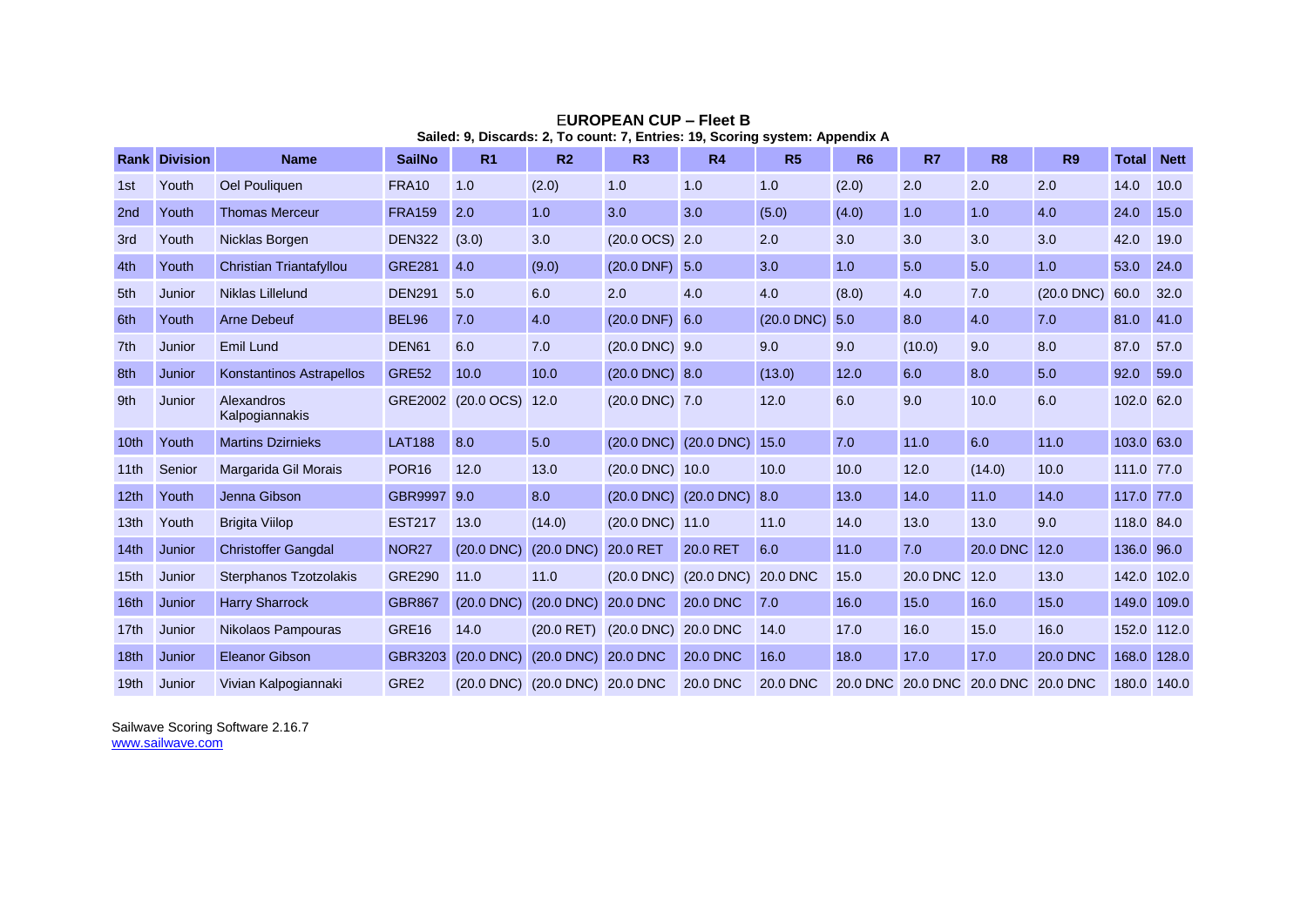# EUROPEAN CUP – Fleet B

**Sailed: 9, Discards: 2, To count: 7, Entries: 19, Scoring system: Appendix A**

| Rank | Division | Name | SailNo | R1 | R2 | R3 | R4 | R5 | R6 | R7 | R8 | R9 | Total | Nett |
|---|---|---|---|---|---|---|---|---|---|---|---|---|---|---|
| 1st | Youth | Oel Pouliquen | FRA10 | 1.0 | (2.0) | 1.0 | 1.0 | 1.0 | (2.0) | 2.0 | 2.0 | 2.0 | 14.0 | 10.0 |
| 2nd | Youth | Thomas Merceur | FRA159 | 2.0 | 1.0 | 3.0 | 3.0 | (5.0) | (4.0) | 1.0 | 1.0 | 4.0 | 24.0 | 15.0 |
| 3rd | Youth | Nicklas Borgen | DEN322 | (3.0) | 3.0 | (20.0 OCS) | 2.0 | 2.0 | 3.0 | 3.0 | 3.0 | 3.0 | 42.0 | 19.0 |
| 4th | Youth | Christian Triantafyllou | GRE281 | 4.0 | (9.0) | (20.0 DNF) | 5.0 | 3.0 | 1.0 | 5.0 | 5.0 | 1.0 | 53.0 | 24.0 |
| 5th | Junior | Niklas Lillelund | DEN291 | 5.0 | 6.0 | 2.0 | 4.0 | 4.0 | (8.0) | 4.0 | 7.0 | (20.0 DNC) | 60.0 | 32.0 |
| 6th | Youth | Arne Debeuf | BEL96 | 7.0 | 4.0 | (20.0 DNF) | 6.0 | (20.0 DNC) | 5.0 | 8.0 | 4.0 | 7.0 | 81.0 | 41.0 |
| 7th | Junior | Emil Lund | DEN61 | 6.0 | 7.0 | (20.0 DNC) | 9.0 | 9.0 | 9.0 | (10.0) | 9.0 | 8.0 | 87.0 | 57.0 |
| 8th | Junior | Konstantinos Astrapellos | GRE52 | 10.0 | 10.0 | (20.0 DNC) | 8.0 | (13.0) | 12.0 | 6.0 | 8.0 | 5.0 | 92.0 | 59.0 |
| 9th | Junior | Alexandros Kalpogiannakis | GRE2002 | (20.0 OCS) | 12.0 | (20.0 DNC) | 7.0 | 12.0 | 6.0 | 9.0 | 10.0 | 6.0 | 102.0 | 62.0 |
| 10th | Youth | Martins Dzirnieks | LAT188 | 8.0 | 5.0 | (20.0 DNC) | (20.0 DNC) | 15.0 | 7.0 | 11.0 | 6.0 | 11.0 | 103.0 | 63.0 |
| 11th | Senior | Margarida Gil Morais | POR16 | 12.0 | 13.0 | (20.0 DNC) | 10.0 | 10.0 | 10.0 | 12.0 | (14.0) | 10.0 | 111.0 | 77.0 |
| 12th | Youth | Jenna Gibson | GBR9997 | 9.0 | 8.0 | (20.0 DNC) | (20.0 DNC) | 8.0 | 13.0 | 14.0 | 11.0 | 14.0 | 117.0 | 77.0 |
| 13th | Youth | Brigita Viilop | EST217 | 13.0 | (14.0) | (20.0 DNC) | 11.0 | 11.0 | 14.0 | 13.0 | 13.0 | 9.0 | 118.0 | 84.0 |
| 14th | Junior | Christoffer Gangdal | NOR27 | (20.0 DNC) | (20.0 DNC) | 20.0 RET | 20.0 RET | 6.0 | 11.0 | 7.0 | 20.0 DNC | 12.0 | 136.0 | 96.0 |
| 15th | Junior | Sterphanos Tzotzolakis | GRE290 | 11.0 | 11.0 | (20.0 DNC) | (20.0 DNC) | 20.0 DNC | 15.0 | 20.0 DNC | 12.0 | 13.0 | 142.0 | 102.0 |
| 16th | Junior | Harry Sharrock | GBR867 | (20.0 DNC) | (20.0 DNC) | 20.0 DNC | 20.0 DNC | 7.0 | 16.0 | 15.0 | 16.0 | 15.0 | 149.0 | 109.0 |
| 17th | Junior | Nikolaos Pampouras | GRE16 | 14.0 | (20.0 RET) | (20.0 DNC) | 20.0 DNC | 14.0 | 17.0 | 16.0 | 15.0 | 16.0 | 152.0 | 112.0 |
| 18th | Junior | Eleanor Gibson | GBR3203 | (20.0 DNC) | (20.0 DNC) | 20.0 DNC | 20.0 DNC | 16.0 | 18.0 | 17.0 | 17.0 | 20.0 DNC | 168.0 | 128.0 |
| 19th | Junior | Vivian Kalpogiannaki | GRE2 | (20.0 DNC) | (20.0 DNC) | 20.0 DNC | 20.0 DNC | 20.0 DNC | 20.0 DNC | 20.0 DNC | 20.0 DNC | 20.0 DNC | 180.0 | 140.0 |

Sailwave Scoring Software 2.16.7
www.sailwave.com